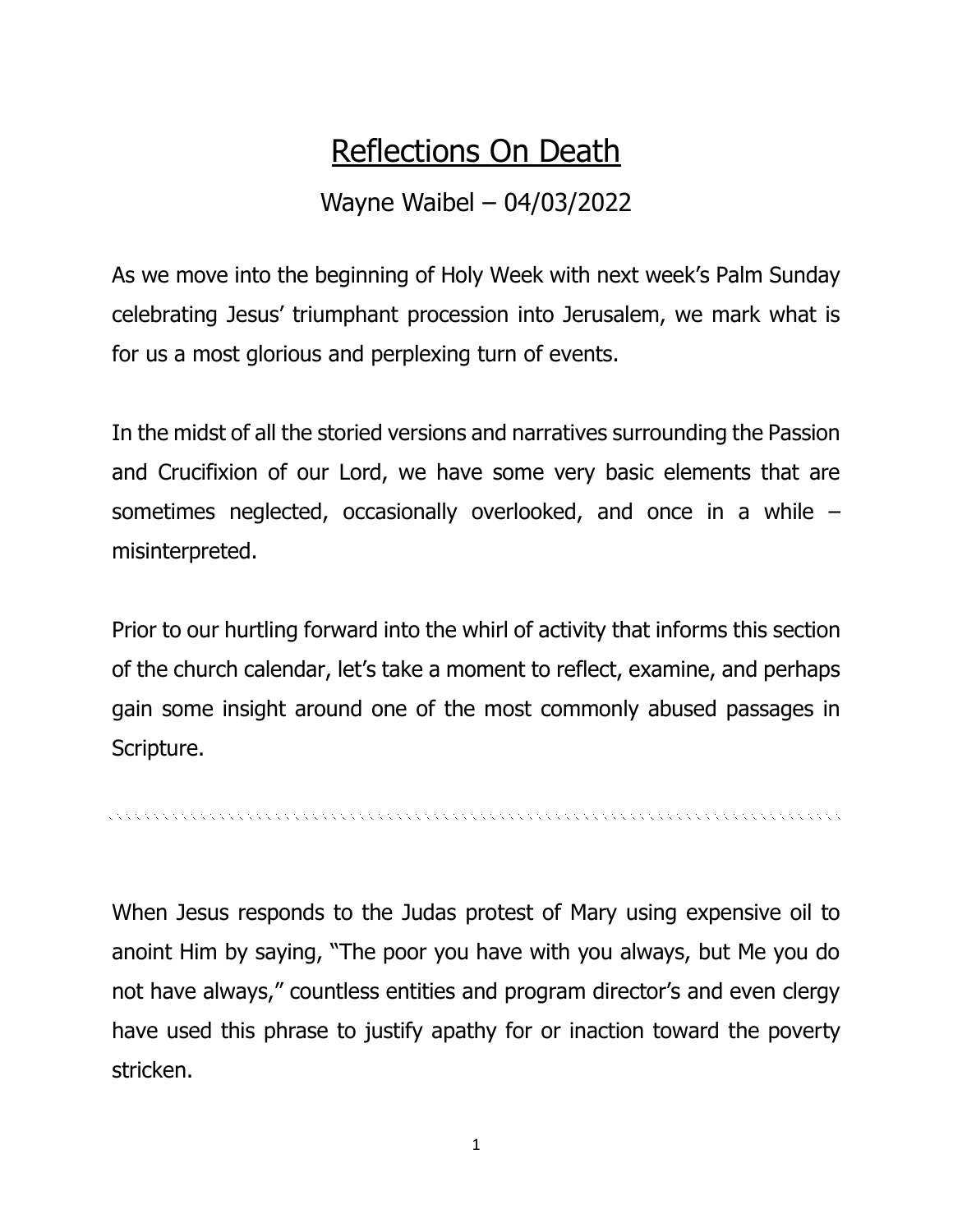# Reflections On Death

Wayne Waibel – 04/03/2022

As we move into the beginning of Holy Week with next week's Palm Sunday celebrating Jesus' triumphant procession into Jerusalem, we mark what is for us a most glorious and perplexing turn of events.

In the midst of all the storied versions and narratives surrounding the Passion and Crucifixion of our Lord, we have some very basic elements that are sometimes neglected, occasionally overlooked, and once in a while – misinterpreted.

Prior to our hurtling forward into the whirl of activity that informs this section of the church calendar, let's take a moment to reflect, examine, and perhaps gain some insight around one of the most commonly abused passages in Scripture.

---

When Jesus responds to the Judas protest of Mary using expensive oil to anoint Him by saying, "The poor you have with you always, but Me you do not have always," countless entities and program director's and even clergy have used this phrase to justify apathy for or inaction toward the poverty stricken.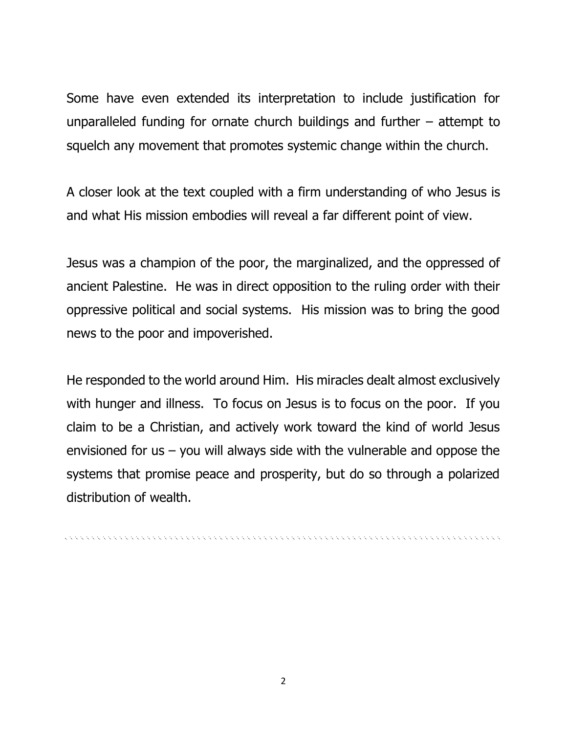Some have even extended its interpretation to include justification for unparalleled funding for ornate church buildings and further – attempt to squelch any movement that promotes systemic change within the church.

A closer look at the text coupled with a firm understanding of who Jesus is and what His mission embodies will reveal a far different point of view.

Jesus was a champion of the poor, the marginalized, and the oppressed of ancient Palestine. He was in direct opposition to the ruling order with their oppressive political and social systems. His mission was to bring the good news to the poor and impoverished.

He responded to the world around Him. His miracles dealt almost exclusively with hunger and illness. To focus on Jesus is to focus on the poor. If you claim to be a Christian, and actively work toward the kind of world Jesus envisioned for us – you will always side with the vulnerable and oppose the systems that promise peace and prosperity, but do so through a polarized distribution of wealth.

---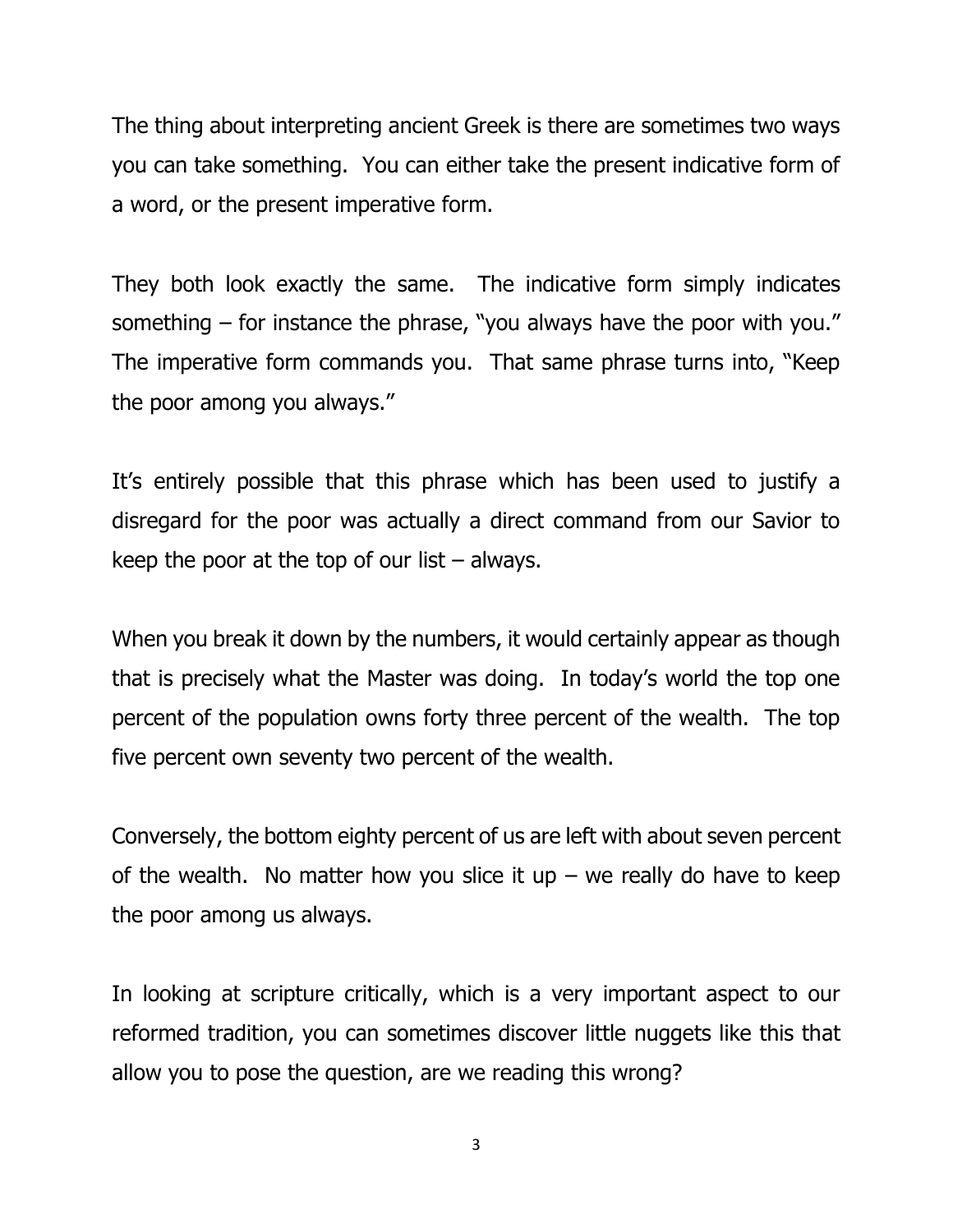The thing about interpreting ancient Greek is there are sometimes two ways you can take something. You can either take the present indicative form of a word, or the present imperative form.

They both look exactly the same. The indicative form simply indicates something – for instance the phrase, "you always have the poor with you." The imperative form commands you. That same phrase turns into, "Keep the poor among you always."

It's entirely possible that this phrase which has been used to justify a disregard for the poor was actually a direct command from our Savior to keep the poor at the top of our list – always.

When you break it down by the numbers, it would certainly appear as though that is precisely what the Master was doing. In today's world the top one percent of the population owns forty three percent of the wealth. The top five percent own seventy two percent of the wealth.

Conversely, the bottom eighty percent of us are left with about seven percent of the wealth. No matter how you slice it up – we really do have to keep the poor among us always.

In looking at scripture critically, which is a very important aspect to our reformed tradition, you can sometimes discover little nuggets like this that allow you to pose the question, are we reading this wrong?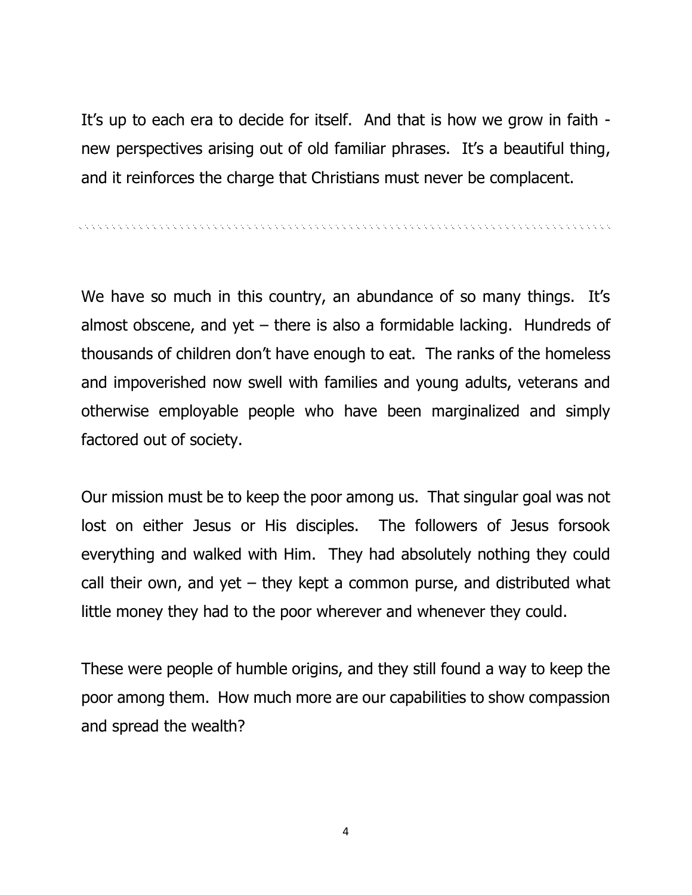It's up to each era to decide for itself. And that is how we grow in faith - new perspectives arising out of old familiar phrases. It's a beautiful thing, and it reinforces the charge that Christians must never be complacent.

---

We have so much in this country, an abundance of so many things. It's almost obscene, and yet – there is also a formidable lacking. Hundreds of thousands of children don't have enough to eat. The ranks of the homeless and impoverished now swell with families and young adults, veterans and otherwise employable people who have been marginalized and simply factored out of society.

Our mission must be to keep the poor among us. That singular goal was not lost on either Jesus or His disciples. The followers of Jesus forsook everything and walked with Him. They had absolutely nothing they could call their own, and yet – they kept a common purse, and distributed what little money they had to the poor wherever and whenever they could.

These were people of humble origins, and they still found a way to keep the poor among them. How much more are our capabilities to show compassion and spread the wealth?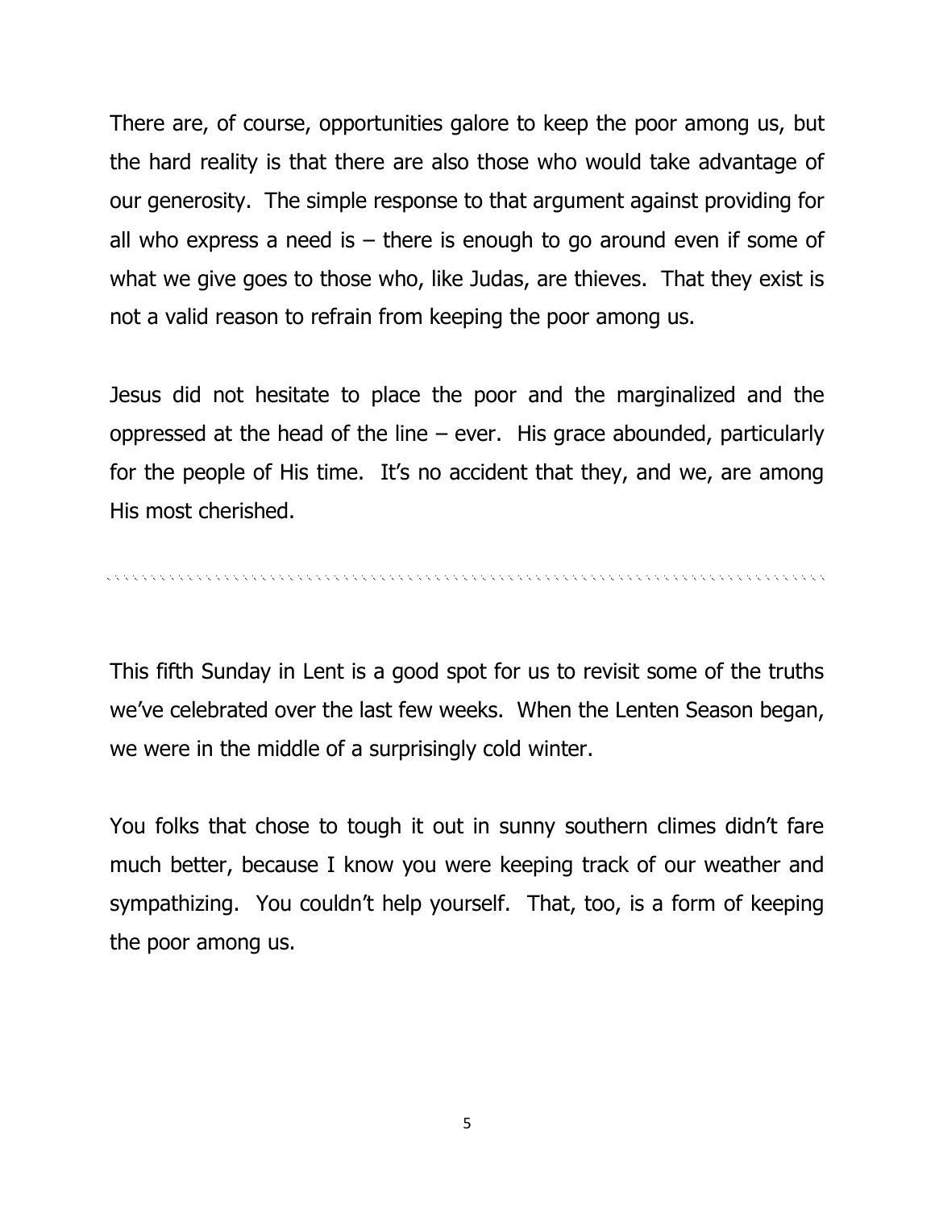There are, of course, opportunities galore to keep the poor among us, but the hard reality is that there are also those who would take advantage of our generosity. The simple response to that argument against providing for all who express a need is – there is enough to go around even if some of what we give goes to those who, like Judas, are thieves. That they exist is not a valid reason to refrain from keeping the poor among us.

Jesus did not hesitate to place the poor and the marginalized and the oppressed at the head of the line – ever. His grace abounded, particularly for the people of His time. It's no accident that they, and we, are among His most cherished.

---

This fifth Sunday in Lent is a good spot for us to revisit some of the truths we've celebrated over the last few weeks. When the Lenten Season began, we were in the middle of a surprisingly cold winter.

You folks that chose to tough it out in sunny southern climes didn't fare much better, because I know you were keeping track of our weather and sympathizing. You couldn't help yourself. That, too, is a form of keeping the poor among us.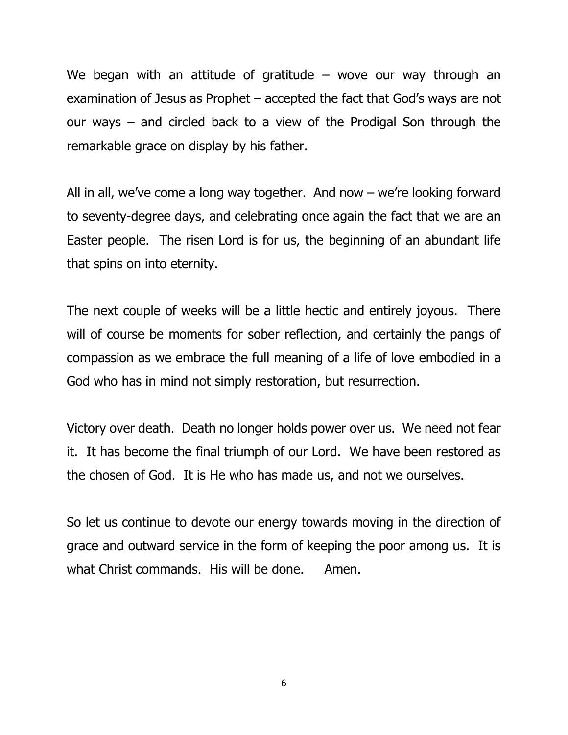We began with an attitude of gratitude – wove our way through an examination of Jesus as Prophet – accepted the fact that God's ways are not our ways – and circled back to a view of the Prodigal Son through the remarkable grace on display by his father.

All in all, we've come a long way together. And now – we're looking forward to seventy-degree days, and celebrating once again the fact that we are an Easter people. The risen Lord is for us, the beginning of an abundant life that spins on into eternity.

The next couple of weeks will be a little hectic and entirely joyous. There will of course be moments for sober reflection, and certainly the pangs of compassion as we embrace the full meaning of a life of love embodied in a God who has in mind not simply restoration, but resurrection.

Victory over death. Death no longer holds power over us. We need not fear it. It has become the final triumph of our Lord. We have been restored as the chosen of God. It is He who has made us, and not we ourselves.

So let us continue to devote our energy towards moving in the direction of grace and outward service in the form of keeping the poor among us. It is what Christ commands. His will be done. Amen.